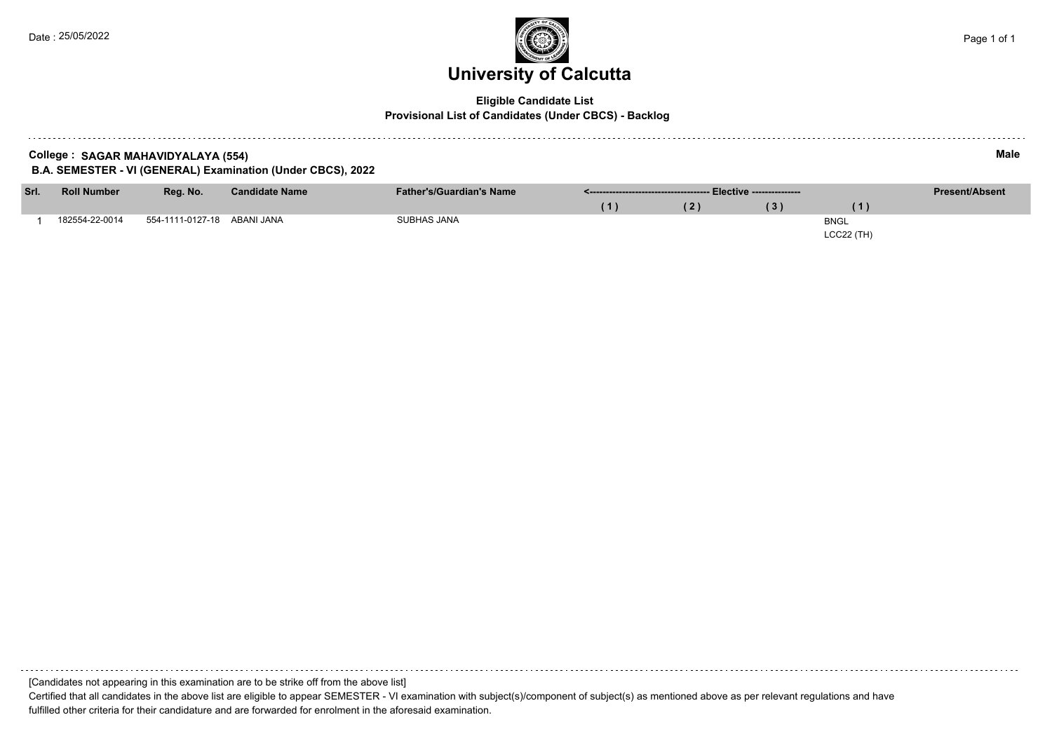Date : 25/05/2022

# University of Calcutta

**Eligible Candidate List**

**Provisional List of Candidates (Under CBCS) - Backlog**

**College : SAGAR MAHAVIDYALAYA (554)** **Male**

**B.A. SEMESTER - VI (GENERAL) Examination (Under CBCS), 2022**

| Srl. | Roll Number | Reg. No. | Candidate Name | Father's/Guardian's Name | <---------- Elective ---------- | | | | Present/Absent |
|---|---|---|---|---|---|---|---|---|---|
| | | | | | (1) | (2) | (3) | (1) | |
| 1 | 182554-22-0014 | 554-1111-0127-18 | ABANI JANA | SUBHAS JANA | | | | BNGL LCC22 (TH) | |

[Candidates not appearing in this examination are to be strike off from the above list]

Certified that all candidates in the above list are eligible to appear SEMESTER - VI examination with subject(s)/component of subject(s) as mentioned above as per relevant regulations and have fulfilled other criteria for their candidature and are forwarded for enrolment in the aforesaid examination.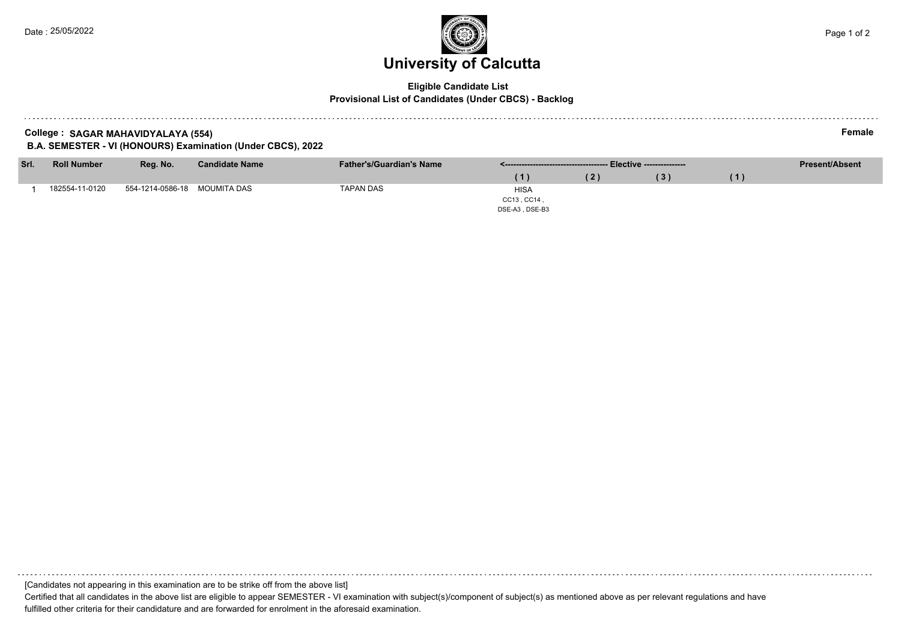# University of Calcutta

**Eligible Candidate List**
**Provisional List of Candidates (Under CBCS) - Backlog**

**College : SAGAR MAHAVIDYALAYA (554)** **Female**

**B.A. SEMESTER - VI (HONOURS) Examination (Under CBCS), 2022**

| Srl. | Roll Number | Reg. No. | Candidate Name | Father's/Guardian's Name | <------------------------------------ Elective -------------- | | | | Present/Absent |
|---|---|---|---|---|---|---|---|---|---|
| | | | | | ( 1 ) | ( 2 ) | ( 3 ) | ( 1 ) | |
| 1 | 182554-11-0120 | 554-1214-0586-18 | MOUMITA DAS | TAPAN DAS | HISA CC13 , CC14 , DSE-A3 , DSE-B3 | | | | |

[Candidates not appearing in this examination are to be strike off from the above list]

Certified that all candidates in the above list are eligible to appear SEMESTER - VI examination with subject(s)/component of subject(s) as mentioned above as per relevant regulations and have fulfilled other criteria for their candidature and are forwarded for enrolment in the aforesaid examination.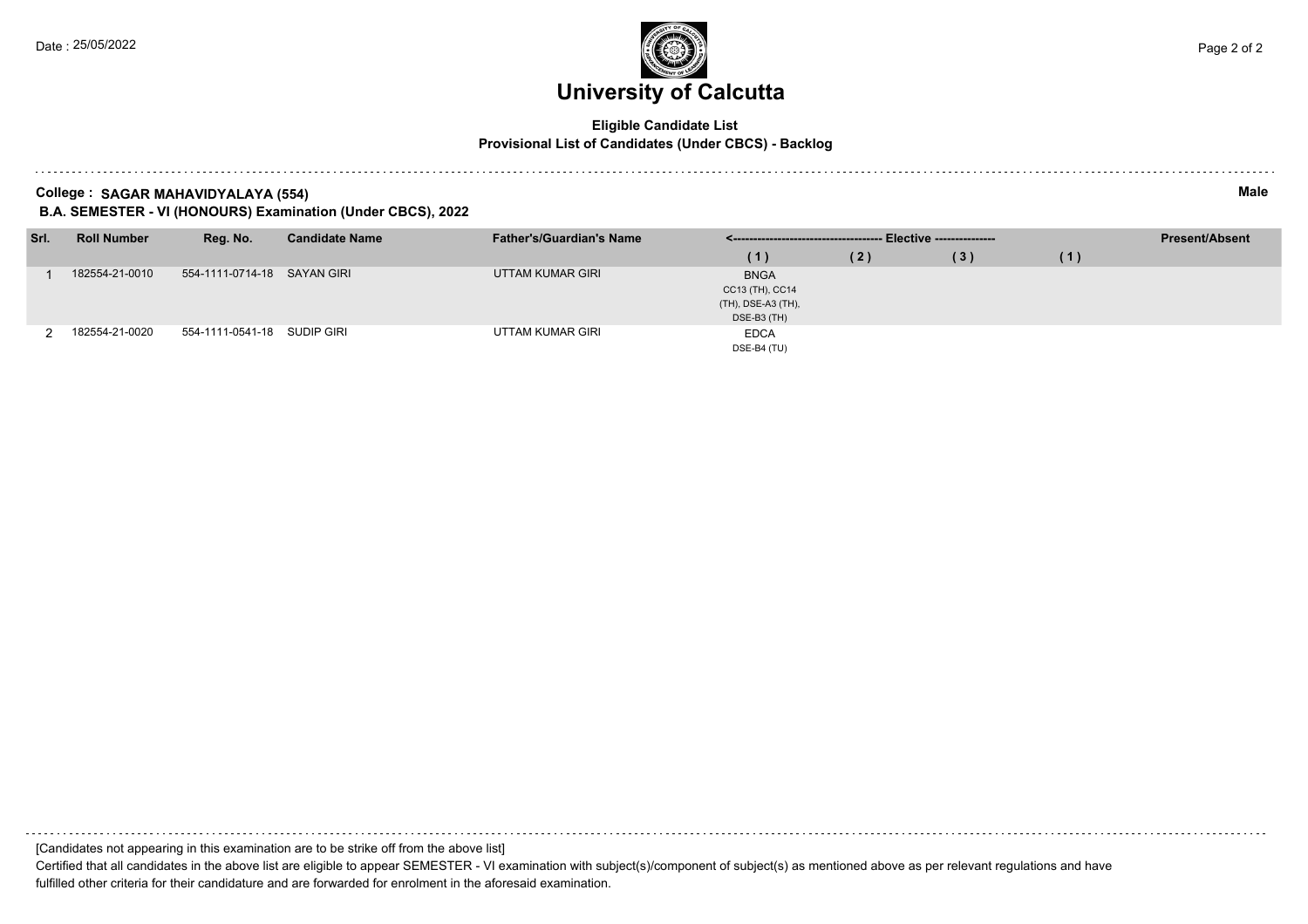# University of Calcutta

**Eligible Candidate List**
**Provisional List of Candidates (Under CBCS) - Backlog**

**College : SAGAR MAHAVIDYALAYA (554)** **Male**
**B.A. SEMESTER - VI (HONOURS) Examination (Under CBCS), 2022**

| Srl. | Roll Number | Reg. No. | Candidate Name | Father's/Guardian's Name | <------------------------------------ Elective -------------- | | | | Present/Absent |
|---|---|---|---|---|---|---|---|---|---|
| | | | | | ( 1 ) | ( 2 ) | ( 3 ) | ( 1 ) | |
| 1 | 182554-21-0010 | 554-1111-0714-18 | SAYAN GIRI | UTTAM KUMAR GIRI | BNGA CC13 (TH), CC14 (TH), DSE-A3 (TH), DSE-B3 (TH) | | | | |
| 2 | 182554-21-0020 | 554-1111-0541-18 | SUDIP GIRI | UTTAM KUMAR GIRI | EDCA DSE-B4 (TU) | | | | |

[Candidates not appearing in this examination are to be strike off from the above list]

Certified that all candidates in the above list are eligible to appear SEMESTER - VI examination with subject(s)/component of subject(s) as mentioned above as per relevant regulations and have fulfilled other criteria for their candidature and are forwarded for enrolment in the aforesaid examination.